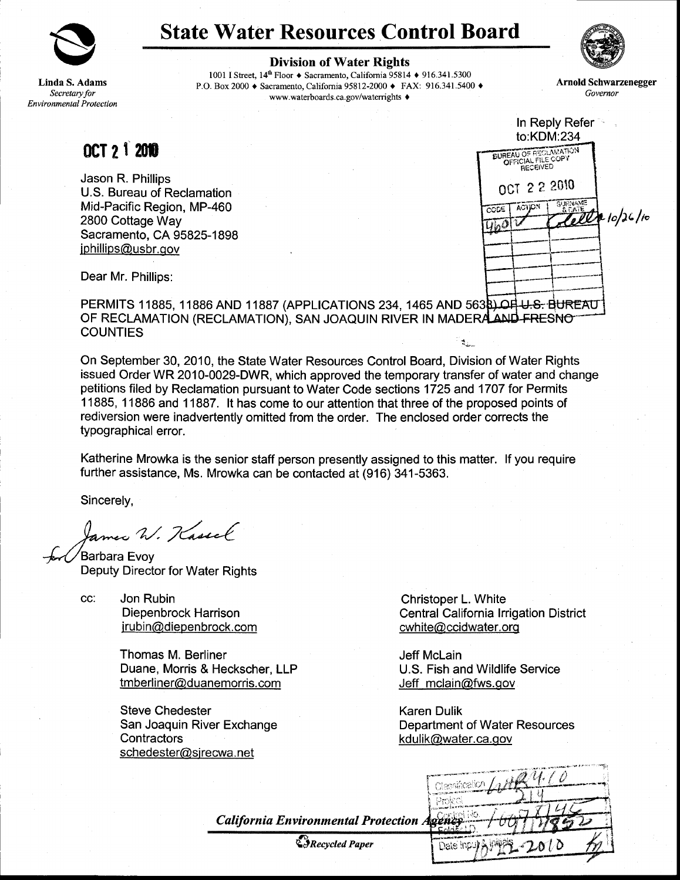# State Water Resources Control Board

**Division of Water Rights**

1001 I Street, 14th Floor ♦ Sacramento, California 95814 ♦ 916.341.5300
P.O. Box 2000 ♦ Sacramento, California 95812-2000 ♦ FAX: 916.341.5400 ♦
www.waterboards.ca.gov/waterrights ♦

**Linda S. Adams**
*Secretary for Environmental Protection*

**Arnold Schwarzenegger**
*Governor*

In Reply Refer
to:KDM:234

BUREAU OF RECLAMATION
OFFICIAL FILE COPY
RECEIVED
OCT 22 2010

| CODE | ACTION | SURNAME & DATE |
|---|---|---|
| 460 | ✓ | Colella 10/26/10 |

**OCT 21 2010**

Jason R. Phillips
U.S. Bureau of Reclamation
Mid-Pacific Region, MP-460
2800 Cottage Way
Sacramento, CA 95825-1898
jphillips@usbr.gov

Dear Mr. Phillips:

PERMITS 11885, 11886 AND 11887 (APPLICATIONS 234, 1465 AND 5638) OF U.S. BUREAU OF RECLAMATION (RECLAMATION), SAN JOAQUIN RIVER IN MADERA AND FRESNO COUNTIES

On September 30, 2010, the State Water Resources Control Board, Division of Water Rights issued Order WR 2010-0029-DWR, which approved the temporary transfer of water and change petitions filed by Reclamation pursuant to Water Code sections 1725 and 1707 for Permits 11885, 11886 and 11887. It has come to our attention that three of the proposed points of rediversion were inadvertently omitted from the order. The enclosed order corrects the typographical error.

Katherine Mrowka is the senior staff person presently assigned to this matter. If you require further assistance, Ms. Mrowka can be contacted at (916) 341-5363.

Sincerely,

*James W. Kassel*
for Barbara Evoy
Deputy Director for Water Rights

cc:

Jon Rubin
Diepenbrock Harrison
jrubin@diepenbrock.com

Thomas M. Berliner
Duane, Morris & Heckscher, LLP
tmberliner@duanemorris.com

Steve Chedester
San Joaquin River Exchange Contractors
schedester@sjrecwa.net

Christoper L. White
Central California Irrigation District
cwhite@ccidwater.org

Jeff McLain
U.S. Fish and Wildlife Service
Jeff_mclain@fws.gov

Karen Dulik
Department of Water Resources
kdulik@water.ca.gov

| | |
|---|---|
| Classification | LAR 4.10 |
| Project | 214 |
| Control No. | 10077146 |
| Folder I.D. | 1078852 |
| Date Input & Initials | 10-22-2010 |

*California Environmental Protection Agency*

*Recycled Paper*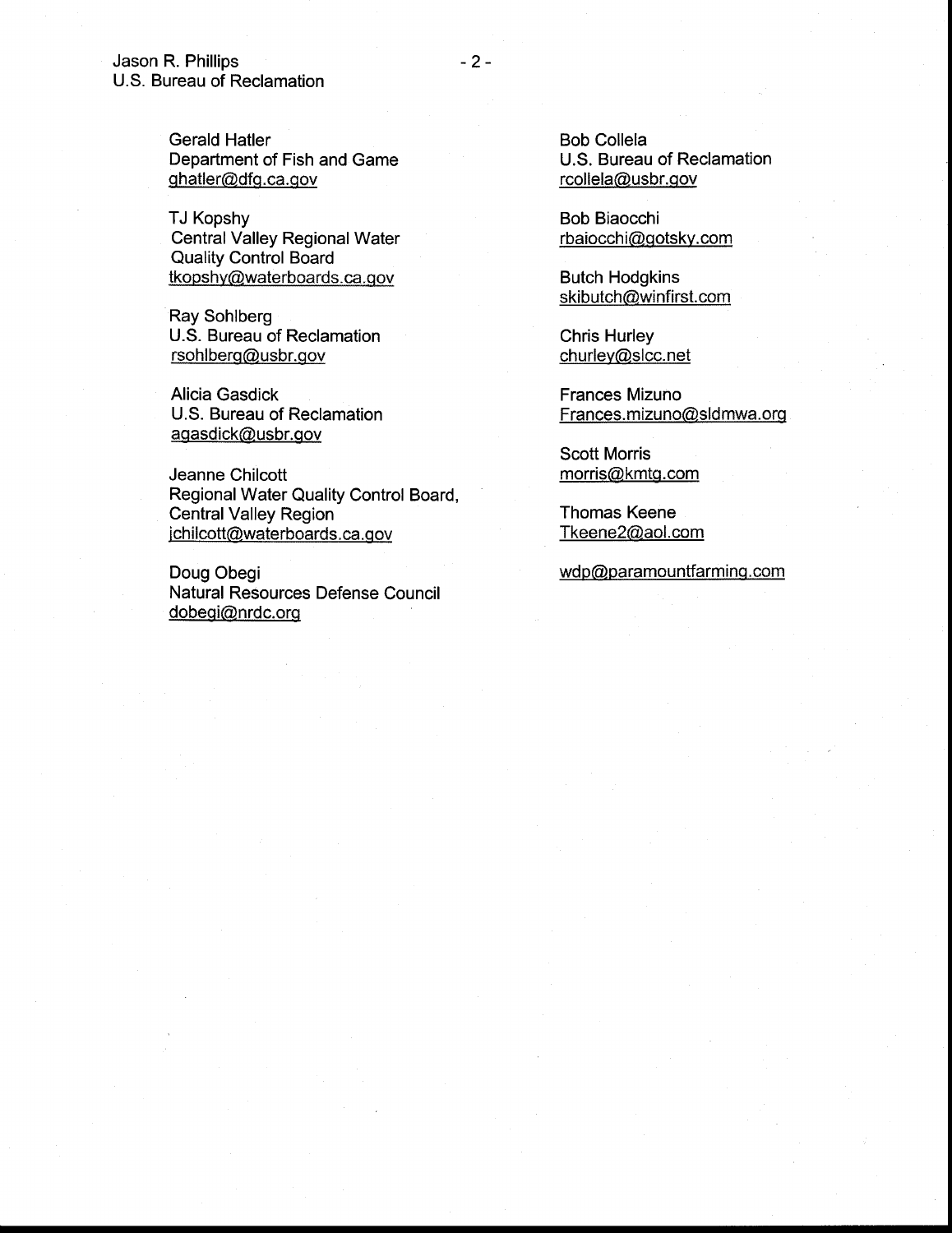Jason R. Phillips
U.S. Bureau of Reclamation

Gerald Hatler
Department of Fish and Game
ghatler@dfg.ca.gov

TJ Kopshy
Central Valley Regional Water Quality Control Board
tkopshy@waterboards.ca.gov

Ray Sohlberg
U.S. Bureau of Reclamation
rsohlberg@usbr.gov

Alicia Gasdick
U.S. Bureau of Reclamation
agasdick@usbr.gov

Jeanne Chilcott
Regional Water Quality Control Board, Central Valley Region
jchilcott@waterboards.ca.gov

Doug Obegi
Natural Resources Defense Council
dobegi@nrdc.org

Bob Collela
U.S. Bureau of Reclamation
rcollela@usbr.gov

Bob Biaocchi
rbaiocchi@gotsky.com

Butch Hodgkins
skibutch@winfirst.com

Chris Hurley
churley@slcc.net

Frances Mizuno
Frances.mizuno@sldmwa.org

Scott Morris
morris@kmtg.com

Thomas Keene
Tkeene2@aol.com

wdp@paramountfarming.com